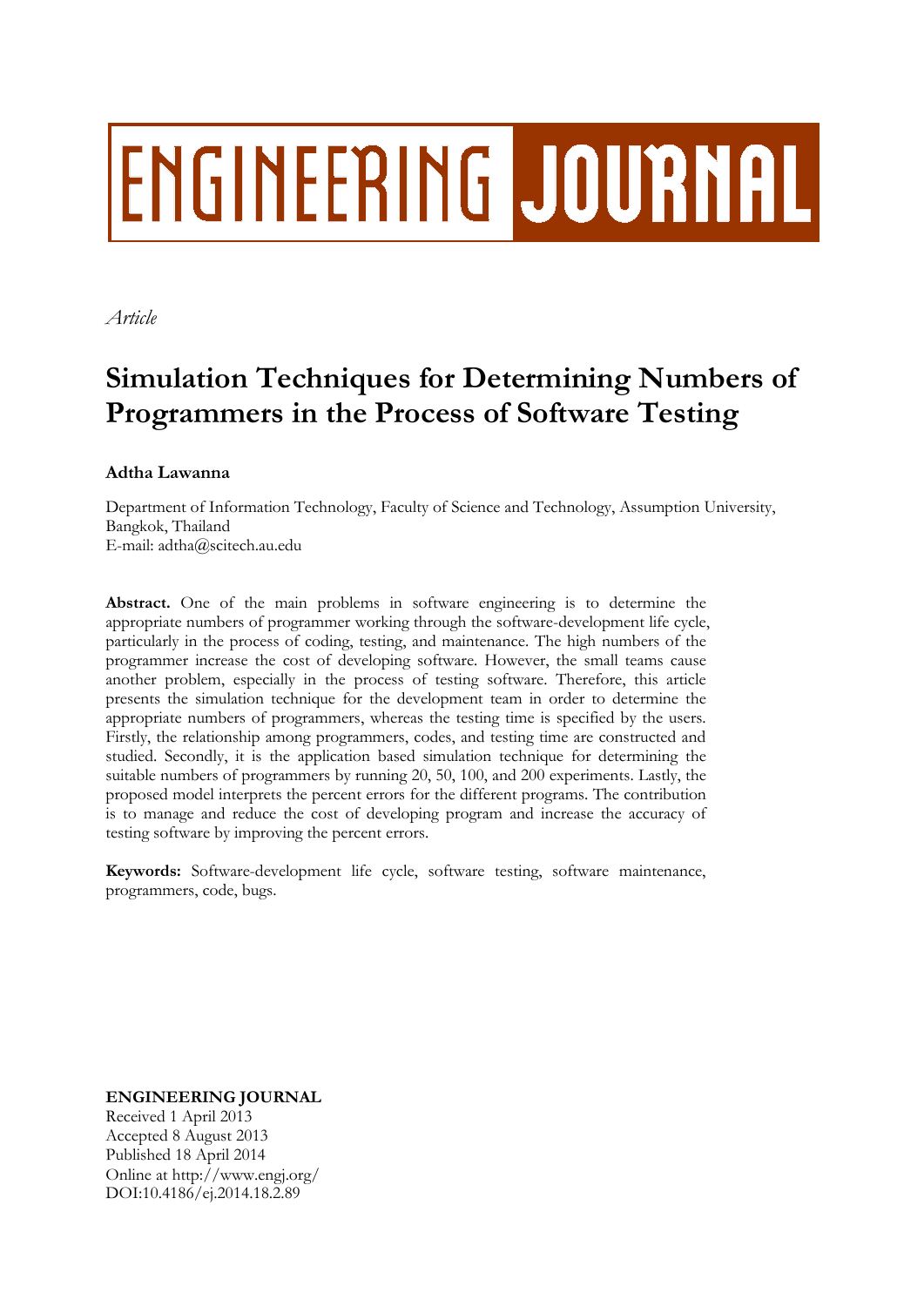# ENGINEERING JOURNAL

*Article*

# Simulation Techniques for Determining Numbers of Programmers in the Process of Software Testing

**Adtha Lawanna**

Department of Information Technology, Faculty of Science and Technology, Assumption University, Bangkok, Thailand
E-mail: adtha@scitech.au.edu

**Abstract.** One of the main problems in software engineering is to determine the appropriate numbers of programmer working through the software-development life cycle, particularly in the process of coding, testing, and maintenance. The high numbers of the programmer increase the cost of developing software. However, the small teams cause another problem, especially in the process of testing software. Therefore, this article presents the simulation technique for the development team in order to determine the appropriate numbers of programmers, whereas the testing time is specified by the users. Firstly, the relationship among programmers, codes, and testing time are constructed and studied. Secondly, it is the application based simulation technique for determining the suitable numbers of programmers by running 20, 50, 100, and 200 experiments. Lastly, the proposed model interprets the percent errors for the different programs. The contribution is to manage and reduce the cost of developing program and increase the accuracy of testing software by improving the percent errors.

**Keywords:** Software-development life cycle, software testing, software maintenance, programmers, code, bugs.

**ENGINEERING JOURNAL**
Received 1 April 2013
Accepted 8 August 2013
Published 18 April 2014
Online at http://www.engj.org/
DOI:10.4186/ej.2014.18.2.89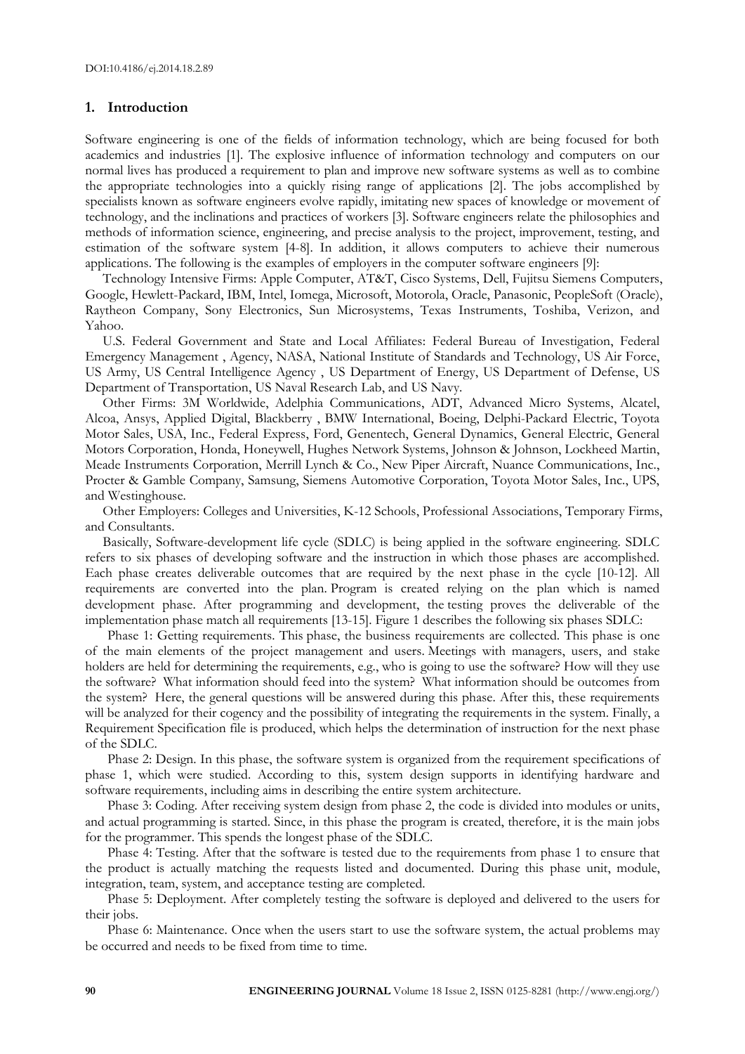## 1. Introduction

Software engineering is one of the fields of information technology, which are being focused for both academics and industries [1]. The explosive influence of information technology and computers on our normal lives has produced a requirement to plan and improve new software systems as well as to combine the appropriate technologies into a quickly rising range of applications [2]. The jobs accomplished by specialists known as software engineers evolve rapidly, imitating new spaces of knowledge or movement of technology, and the inclinations and practices of workers [3]. Software engineers relate the philosophies and methods of information science, engineering, and precise analysis to the project, improvement, testing, and estimation of the software system [4-8]. In addition, it allows computers to achieve their numerous applications. The following is the examples of employers in the computer software engineers [9]:

Technology Intensive Firms: Apple Computer, AT&T, Cisco Systems, Dell, Fujitsu Siemens Computers, Google, Hewlett-Packard, IBM, Intel, Iomega, Microsoft, Motorola, Oracle, Panasonic, PeopleSoft (Oracle), Raytheon Company, Sony Electronics, Sun Microsystems, Texas Instruments, Toshiba, Verizon, and Yahoo.

U.S. Federal Government and State and Local Affiliates: Federal Bureau of Investigation, Federal Emergency Management , Agency, NASA, National Institute of Standards and Technology, US Air Force, US Army, US Central Intelligence Agency , US Department of Energy, US Department of Defense, US Department of Transportation, US Naval Research Lab, and US Navy.

Other Firms: 3M Worldwide, Adelphia Communications, ADT, Advanced Micro Systems, Alcatel, Alcoa, Ansys, Applied Digital, Blackberry , BMW International, Boeing, Delphi-Packard Electric, Toyota Motor Sales, USA, Inc., Federal Express, Ford, Genentech, General Dynamics, General Electric, General Motors Corporation, Honda, Honeywell, Hughes Network Systems, Johnson & Johnson, Lockheed Martin, Meade Instruments Corporation, Merrill Lynch & Co., New Piper Aircraft, Nuance Communications, Inc., Procter & Gamble Company, Samsung, Siemens Automotive Corporation, Toyota Motor Sales, Inc., UPS, and Westinghouse.

Other Employers: Colleges and Universities, K-12 Schools, Professional Associations, Temporary Firms, and Consultants.

Basically, Software-development life cycle (SDLC) is being applied in the software engineering. SDLC refers to six phases of developing software and the instruction in which those phases are accomplished. Each phase creates deliverable outcomes that are required by the next phase in the cycle [10-12]. All requirements are converted into the plan. Program is created relying on the plan which is named development phase. After programming and development, the testing proves the deliverable of the implementation phase match all requirements [13-15]. Figure 1 describes the following six phases SDLC:

Phase 1: Getting requirements. This phase, the business requirements are collected. This phase is one of the main elements of the project management and users. Meetings with managers, users, and stake holders are held for determining the requirements, e.g., who is going to use the software? How will they use the software? What information should feed into the system? What information should be outcomes from the system? Here, the general questions will be answered during this phase. After this, these requirements will be analyzed for their cogency and the possibility of integrating the requirements in the system. Finally, a Requirement Specification file is produced, which helps the determination of instruction for the next phase of the SDLC.

Phase 2: Design. In this phase, the software system is organized from the requirement specifications of phase 1, which were studied. According to this, system design supports in identifying hardware and software requirements, including aims in describing the entire system architecture.

Phase 3: Coding. After receiving system design from phase 2, the code is divided into modules or units, and actual programming is started. Since, in this phase the program is created, therefore, it is the main jobs for the programmer. This spends the longest phase of the SDLC.

Phase 4: Testing. After that the software is tested due to the requirements from phase 1 to ensure that the product is actually matching the requests listed and documented. During this phase unit, module, integration, team, system, and acceptance testing are completed.

Phase 5: Deployment. After completely testing the software is deployed and delivered to the users for their jobs.

Phase 6: Maintenance. Once when the users start to use the software system, the actual problems may be occurred and needs to be fixed from time to time.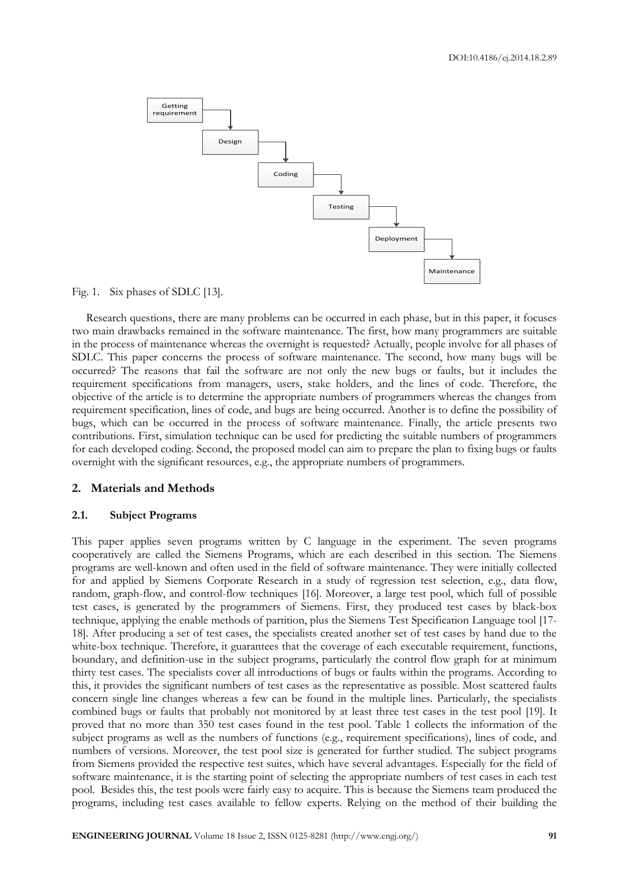Getting requirement → Design → Coding → Testing → Deployment → Maintenance

Fig. 1. Six phases of SDLC [13].

Research questions, there are many problems can be occurred in each phase, but in this paper, it focuses two main drawbacks remained in the software maintenance. The first, how many programmers are suitable in the process of maintenance whereas the overnight is requested? Actually, people involve for all phases of SDLC. This paper concerns the process of software maintenance. The second, how many bugs will be occurred? The reasons that fail the software are not only the new bugs or faults, but it includes the requirement specifications from managers, users, stake holders, and the lines of code. Therefore, the objective of the article is to determine the appropriate numbers of programmers whereas the changes from requirement specification, lines of code, and bugs are being occurred. Another is to define the possibility of bugs, which can be occurred in the process of software maintenance. Finally, the article presents two contributions. First, simulation technique can be used for predicting the suitable numbers of programmers for each developed coding. Second, the proposed model can aim to prepare the plan to fixing bugs or faults overnight with the significant resources, e.g., the appropriate numbers of programmers.

## 2. Materials and Methods

### 2.1. Subject Programs

This paper applies seven programs written by C language in the experiment. The seven programs cooperatively are called the Siemens Programs, which are each described in this section. The Siemens programs are well-known and often used in the field of software maintenance. They were initially collected for and applied by Siemens Corporate Research in a study of regression test selection, e.g., data flow, random, graph-flow, and control-flow techniques [16]. Moreover, a large test pool, which full of possible test cases, is generated by the programmers of Siemens. First, they produced test cases by black-box technique, applying the enable methods of partition, plus the Siemens Test Specification Language tool [17-18]. After producing a set of test cases, the specialists created another set of test cases by hand due to the white-box technique. Therefore, it guarantees that the coverage of each executable requirement, functions, boundary, and definition-use in the subject programs, particularly the control flow graph for at minimum thirty test cases. The specialists cover all introductions of bugs or faults within the programs. According to this, it provides the significant numbers of test cases as the representative as possible. Most scattered faults concern single line changes whereas a few can be found in the multiple lines. Particularly, the specialists combined bugs or faults that probably not monitored by at least three test cases in the test pool [19]. It proved that no more than 350 test cases found in the test pool. Table 1 collects the information of the subject programs as well as the numbers of functions (e.g., requirement specifications), lines of code, and numbers of versions. Moreover, the test pool size is generated for further studied. The subject programs from Siemens provided the respective test suites, which have several advantages. Especially for the field of software maintenance, it is the starting point of selecting the appropriate numbers of test cases in each test pool. Besides this, the test pools were fairly easy to acquire. This is because the Siemens team produced the programs, including test cases available to fellow experts. Relying on the method of their building the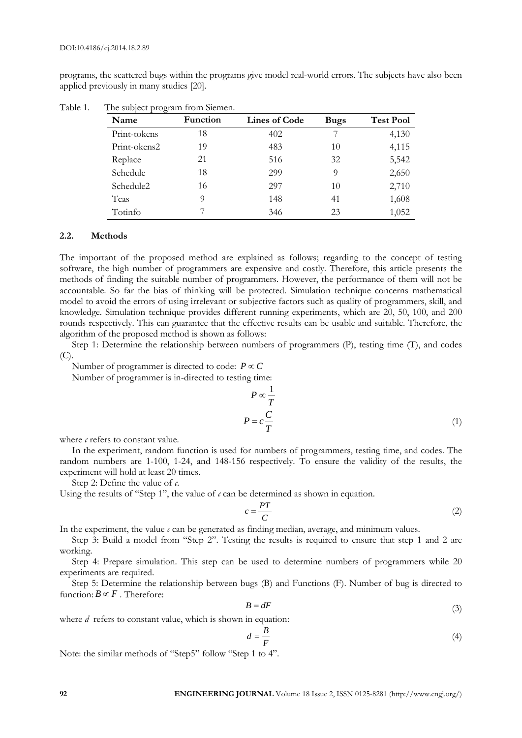programs, the scattered bugs within the programs give model real-world errors. The subjects have also been applied previously in many studies [20].

Table 1. The subject program from Siemen.

| Name | Function | Lines of Code | Bugs | Test Pool |
|---|---|---|---|---|
| Print-tokens | 18 | 402 | 7 | 4,130 |
| Print-okens2 | 19 | 483 | 10 | 4,115 |
| Replace | 21 | 516 | 32 | 5,542 |
| Schedule | 18 | 299 | 9 | 2,650 |
| Schedule2 | 16 | 297 | 10 | 2,710 |
| Tcas | 9 | 148 | 41 | 1,608 |
| Totinfo | 7 | 346 | 23 | 1,052 |

### 2.2. Methods

The important of the proposed method are explained as follows; regarding to the concept of testing software, the high number of programmers are expensive and costly. Therefore, this article presents the methods of finding the suitable number of programmers. However, the performance of them will not be accountable. So far the bias of thinking will be protected. Simulation technique concerns mathematical model to avoid the errors of using irrelevant or subjective factors such as quality of programmers, skill, and knowledge. Simulation technique provides different running experiments, which are 20, 50, 100, and 200 rounds respectively. This can guarantee that the effective results can be usable and suitable. Therefore, the algorithm of the proposed method is shown as follows:

Step 1: Determine the relationship between numbers of programmers (P), testing time (T), and codes (C).

Number of programmer is directed to code: $P \propto C$

Number of programmer is in-directed to testing time:

$$P \propto \frac{1}{T}$$

$$P = c\frac{C}{T} \tag{1}$$

where $c$ refers to constant value.

In the experiment, random function is used for numbers of programmers, testing time, and codes. The random numbers are 1-100, 1-24, and 148-156 respectively. To ensure the validity of the results, the experiment will hold at least 20 times.

Step 2: Define the value of $c$.

Using the results of "Step 1", the value of $c$ can be determined as shown in equation.

$$c = \frac{PT}{C} \tag{2}$$

In the experiment, the value $c$ can be generated as finding median, average, and minimum values.

Step 3: Build a model from "Step 2". Testing the results is required to ensure that step 1 and 2 are working.

Step 4: Prepare simulation. This step can be used to determine numbers of programmers while 20 experiments are required.

Step 5: Determine the relationship between bugs (B) and Functions (F). Number of bug is directed to function: $B \propto F$ . Therefore:

$$B = dF \tag{3}$$

where $d$ refers to constant value, which is shown in equation:

$$d = \frac{B}{F} \tag{4}$$

Note: the similar methods of "Step5" follow "Step 1 to 4".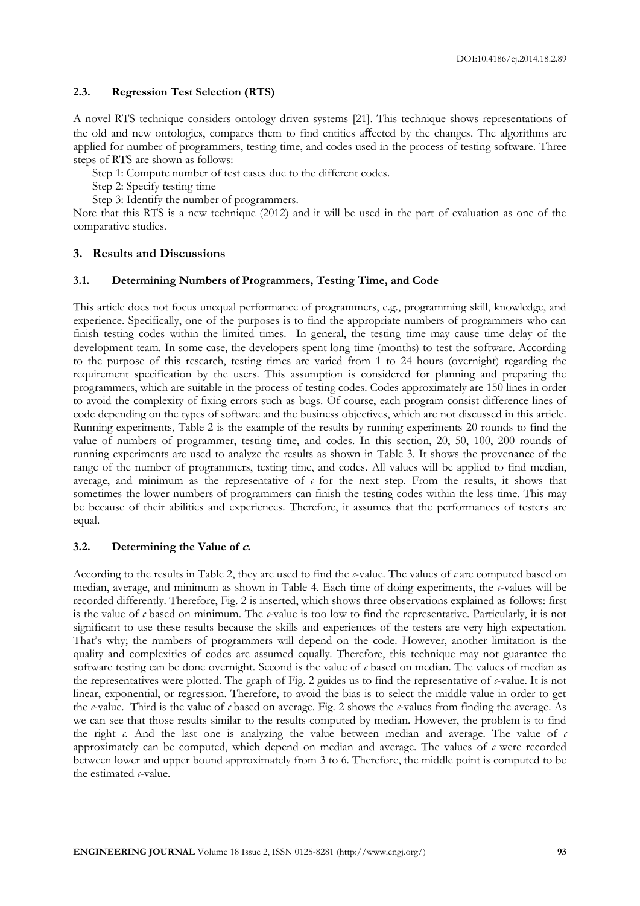### 2.3. Regression Test Selection (RTS)

A novel RTS technique considers ontology driven systems [21]. This technique shows representations of the old and new ontologies, compares them to find entities affected by the changes. The algorithms are applied for number of programmers, testing time, and codes used in the process of testing software. Three steps of RTS are shown as follows:

Step 1: Compute number of test cases due to the different codes.

Step 2: Specify testing time

Step 3: Identify the number of programmers.

Note that this RTS is a new technique (2012) and it will be used in the part of evaluation as one of the comparative studies.

## 3. Results and Discussions

### 3.1. Determining Numbers of Programmers, Testing Time, and Code

This article does not focus unequal performance of programmers, e.g., programming skill, knowledge, and experience. Specifically, one of the purposes is to find the appropriate numbers of programmers who can finish testing codes within the limited times. In general, the testing time may cause time delay of the development team. In some case, the developers spent long time (months) to test the software. According to the purpose of this research, testing times are varied from 1 to 24 hours (overnight) regarding the requirement specification by the users. This assumption is considered for planning and preparing the programmers, which are suitable in the process of testing codes. Codes approximately are 150 lines in order to avoid the complexity of fixing errors such as bugs. Of course, each program consist difference lines of code depending on the types of software and the business objectives, which are not discussed in this article. Running experiments, Table 2 is the example of the results by running experiments 20 rounds to find the value of numbers of programmer, testing time, and codes. In this section, 20, 50, 100, 200 rounds of running experiments are used to analyze the results as shown in Table 3. It shows the provenance of the range of the number of programmers, testing time, and codes. All values will be applied to find median, average, and minimum as the representative of *c* for the next step. From the results, it shows that sometimes the lower numbers of programmers can finish the testing codes within the less time. This may be because of their abilities and experiences. Therefore, it assumes that the performances of testers are equal.

### 3.2. Determining the Value of *c*.

According to the results in Table 2, they are used to find the *c*-value. The values of *c* are computed based on median, average, and minimum as shown in Table 4. Each time of doing experiments, the *c*-values will be recorded differently. Therefore, Fig. 2 is inserted, which shows three observations explained as follows: first is the value of *c* based on minimum. The *c*-value is too low to find the representative. Particularly, it is not significant to use these results because the skills and experiences of the testers are very high expectation. That's why; the numbers of programmers will depend on the code. However, another limitation is the quality and complexities of codes are assumed equally. Therefore, this technique may not guarantee the software testing can be done overnight. Second is the value of *c* based on median. The values of median as the representatives were plotted. The graph of Fig. 2 guides us to find the representative of *c*-value. It is not linear, exponential, or regression. Therefore, to avoid the bias is to select the middle value in order to get the *c*-value. Third is the value of *c* based on average. Fig. 2 shows the *c*-values from finding the average. As we can see that those results similar to the results computed by median. However, the problem is to find the right *c*. And the last one is analyzing the value between median and average. The value of *c* approximately can be computed, which depend on median and average. The values of *c* were recorded between lower and upper bound approximately from 3 to 6. Therefore, the middle point is computed to be the estimated *c*-value.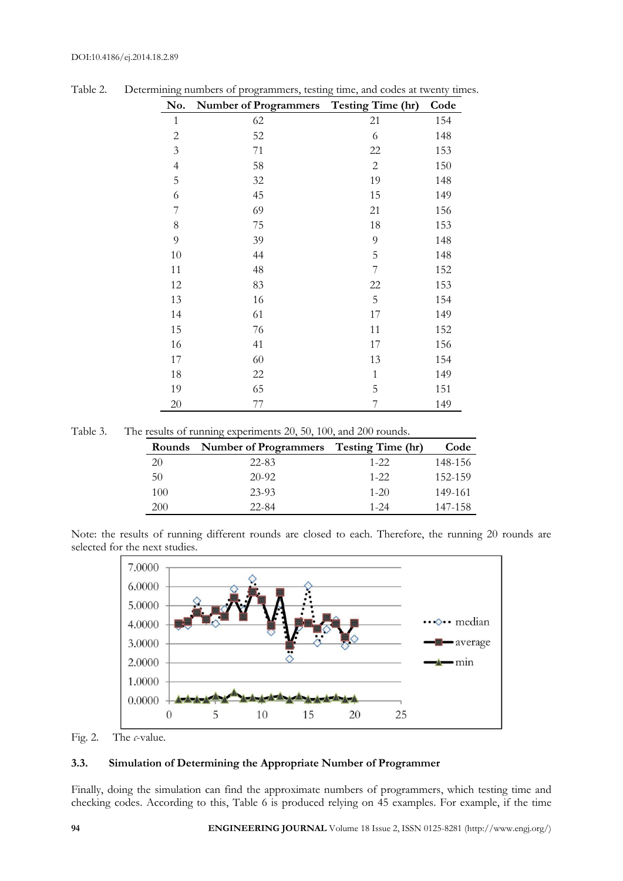Table 2. Determining numbers of programmers, testing time, and codes at twenty times.

| No. | Number of Programmers | Testing Time (hr) | Code |
|---|---|---|---|
| 1 | 62 | 21 | 154 |
| 2 | 52 | 6 | 148 |
| 3 | 71 | 22 | 153 |
| 4 | 58 | 2 | 150 |
| 5 | 32 | 19 | 148 |
| 6 | 45 | 15 | 149 |
| 7 | 69 | 21 | 156 |
| 8 | 75 | 18 | 153 |
| 9 | 39 | 9 | 148 |
| 10 | 44 | 5 | 148 |
| 11 | 48 | 7 | 152 |
| 12 | 83 | 22 | 153 |
| 13 | 16 | 5 | 154 |
| 14 | 61 | 17 | 149 |
| 15 | 76 | 11 | 152 |
| 16 | 41 | 17 | 156 |
| 17 | 60 | 13 | 154 |
| 18 | 22 | 1 | 149 |
| 19 | 65 | 5 | 151 |
| 20 | 77 | 7 | 149 |

Table 3. The results of running experiments 20, 50, 100, and 200 rounds.

| Rounds | Number of Programmers | Testing Time (hr) | Code |
|---|---|---|---|
| 20 | 22-83 | 1-22 | 148-156 |
| 50 | 20-92 | 1-22 | 152-159 |
| 100 | 23-93 | 1-20 | 149-161 |
| 200 | 22-84 | 1-24 | 147-158 |

Note: the results of running different rounds are closed to each. Therefore, the running 20 rounds are selected for the next studies.

Fig. 2. The *c*-value.

### 3.3. Simulation of Determining the Appropriate Number of Programmer

Finally, doing the simulation can find the approximate numbers of programmers, which testing time and checking codes. According to this, Table 6 is produced relying on 45 examples. For example, if the time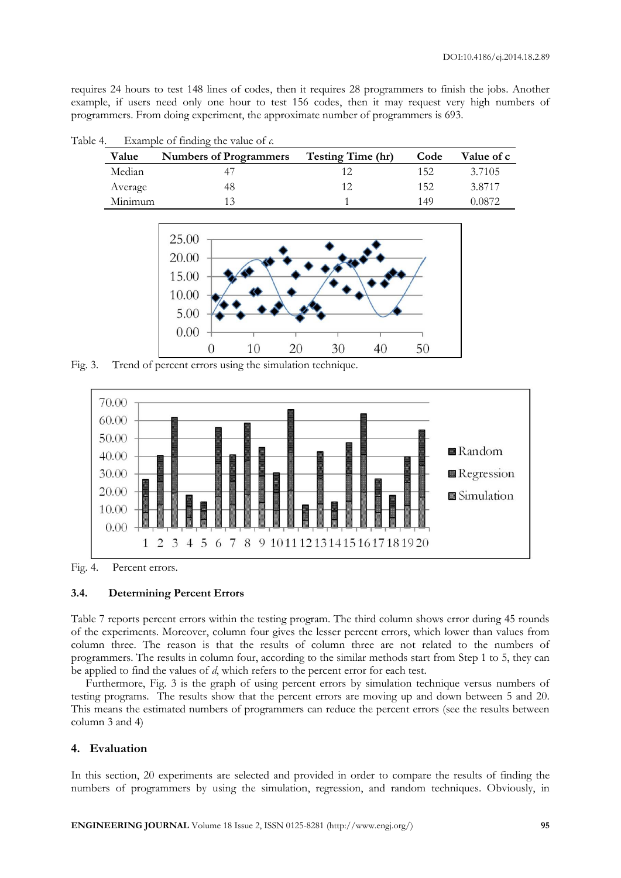requires 24 hours to test 148 lines of codes, then it requires 28 programmers to finish the jobs. Another example, if users need only one hour to test 156 codes, then it may request very high numbers of programmers. From doing experiment, the approximate number of programmers is 693.

Table 4. Example of finding the value of *c*.

| Value | Numbers of Programmers | Testing Time (hr) | Code | Value of c |
|---|---|---|---|---|
| Median | 47 | 12 | 152 | 3.7105 |
| Average | 48 | 12 | 152 | 3.8717 |
| Minimum | 13 | 1 | 149 | 0.0872 |

Fig. 3. Trend of percent errors using the simulation technique.

Fig. 4. Percent errors.

### 3.4. Determining Percent Errors

Table 7 reports percent errors within the testing program. The third column shows error during 45 rounds of the experiments. Moreover, column four gives the lesser percent errors, which lower than values from column three. The reason is that the results of column three are not related to the numbers of programmers. The results in column four, according to the similar methods start from Step 1 to 5, they can be applied to find the values of *d*, which refers to the percent error for each test.

Furthermore, Fig. 3 is the graph of using percent errors by simulation technique versus numbers of testing programs. The results show that the percent errors are moving up and down between 5 and 20. This means the estimated numbers of programmers can reduce the percent errors (see the results between column 3 and 4)

## 4. Evaluation

In this section, 20 experiments are selected and provided in order to compare the results of finding the numbers of programmers by using the simulation, regression, and random techniques. Obviously, in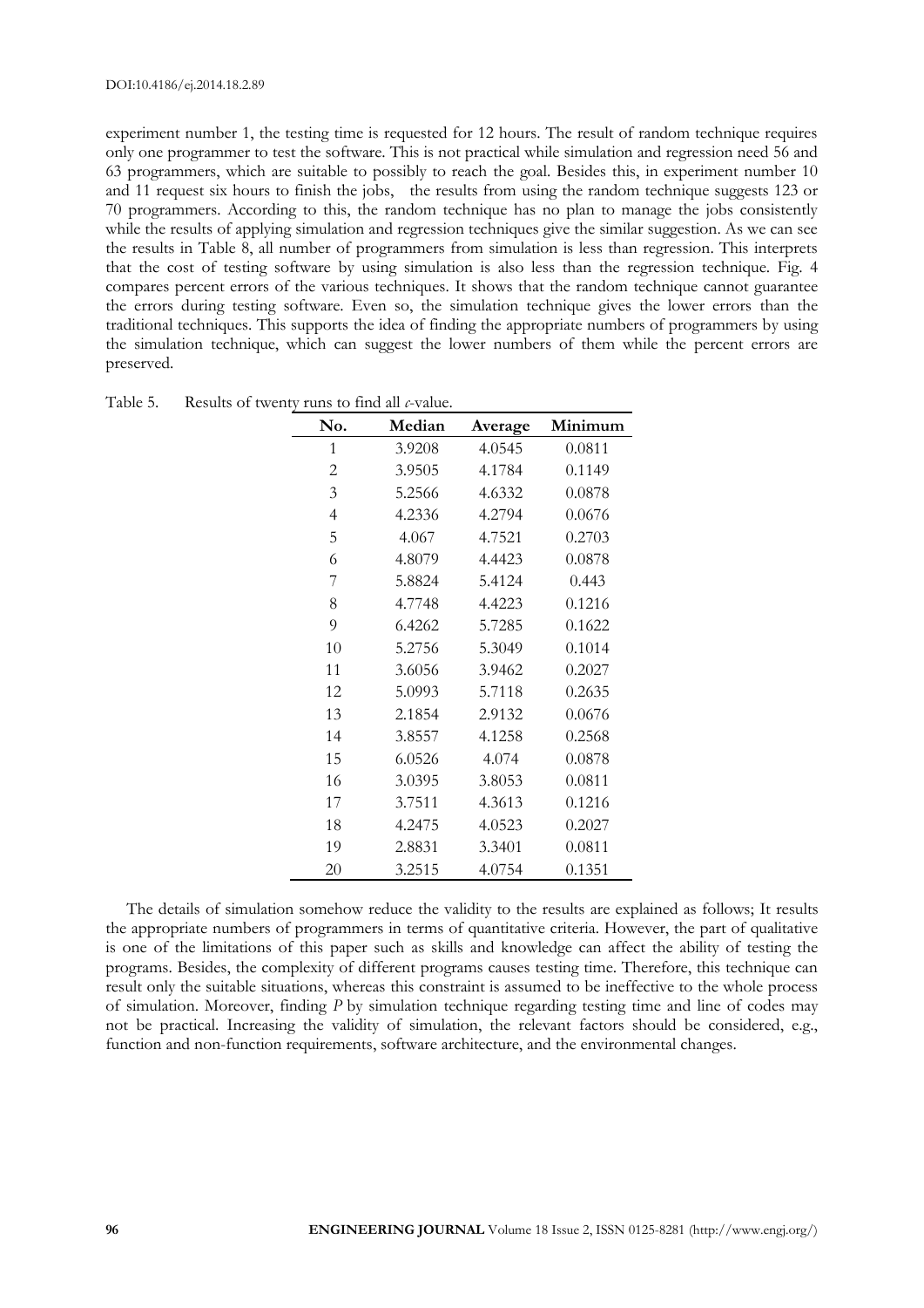experiment number 1, the testing time is requested for 12 hours. The result of random technique requires only one programmer to test the software. This is not practical while simulation and regression need 56 and 63 programmers, which are suitable to possibly to reach the goal. Besides this, in experiment number 10 and 11 request six hours to finish the jobs, the results from using the random technique suggests 123 or 70 programmers. According to this, the random technique has no plan to manage the jobs consistently while the results of applying simulation and regression techniques give the similar suggestion. As we can see the results in Table 8, all number of programmers from simulation is less than regression. This interprets that the cost of testing software by using simulation is also less than the regression technique. Fig. 4 compares percent errors of the various techniques. It shows that the random technique cannot guarantee the errors during testing software. Even so, the simulation technique gives the lower errors than the traditional techniques. This supports the idea of finding the appropriate numbers of programmers by using the simulation technique, which can suggest the lower numbers of them while the percent errors are preserved.

Table 5. Results of twenty runs to find all *c*-value.

| No. | Median | Average | Minimum |
|---|---|---|---|
| 1 | 3.9208 | 4.0545 | 0.0811 |
| 2 | 3.9505 | 4.1784 | 0.1149 |
| 3 | 5.2566 | 4.6332 | 0.0878 |
| 4 | 4.2336 | 4.2794 | 0.0676 |
| 5 | 4.067 | 4.7521 | 0.2703 |
| 6 | 4.8079 | 4.4423 | 0.0878 |
| 7 | 5.8824 | 5.4124 | 0.443 |
| 8 | 4.7748 | 4.4223 | 0.1216 |
| 9 | 6.4262 | 5.7285 | 0.1622 |
| 10 | 5.2756 | 5.3049 | 0.1014 |
| 11 | 3.6056 | 3.9462 | 0.2027 |
| 12 | 5.0993 | 5.7118 | 0.2635 |
| 13 | 2.1854 | 2.9132 | 0.0676 |
| 14 | 3.8557 | 4.1258 | 0.2568 |
| 15 | 6.0526 | 4.074 | 0.0878 |
| 16 | 3.0395 | 3.8053 | 0.0811 |
| 17 | 3.7511 | 4.3613 | 0.1216 |
| 18 | 4.2475 | 4.0523 | 0.2027 |
| 19 | 2.8831 | 3.3401 | 0.0811 |
| 20 | 3.2515 | 4.0754 | 0.1351 |

The details of simulation somehow reduce the validity to the results are explained as follows; It results the appropriate numbers of programmers in terms of quantitative criteria. However, the part of qualitative is one of the limitations of this paper such as skills and knowledge can affect the ability of testing the programs. Besides, the complexity of different programs causes testing time. Therefore, this technique can result only the suitable situations, whereas this constraint is assumed to be ineffective to the whole process of simulation. Moreover, finding $P$ by simulation technique regarding testing time and line of codes may not be practical. Increasing the validity of simulation, the relevant factors should be considered, e.g., function and non-function requirements, software architecture, and the environmental changes.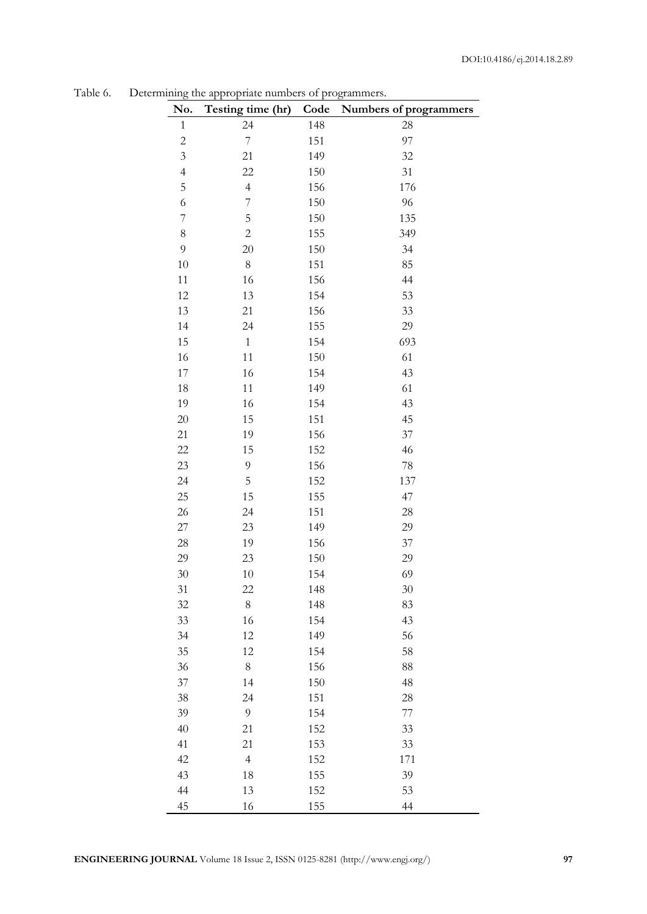Table 6. Determining the appropriate numbers of programmers.

| No. | Testing time (hr) | Code | Numbers of programmers |
|---|---|---|---|
| 1 | 24 | 148 | 28 |
| 2 | 7 | 151 | 97 |
| 3 | 21 | 149 | 32 |
| 4 | 22 | 150 | 31 |
| 5 | 4 | 156 | 176 |
| 6 | 7 | 150 | 96 |
| 7 | 5 | 150 | 135 |
| 8 | 2 | 155 | 349 |
| 9 | 20 | 150 | 34 |
| 10 | 8 | 151 | 85 |
| 11 | 16 | 156 | 44 |
| 12 | 13 | 154 | 53 |
| 13 | 21 | 156 | 33 |
| 14 | 24 | 155 | 29 |
| 15 | 1 | 154 | 693 |
| 16 | 11 | 150 | 61 |
| 17 | 16 | 154 | 43 |
| 18 | 11 | 149 | 61 |
| 19 | 16 | 154 | 43 |
| 20 | 15 | 151 | 45 |
| 21 | 19 | 156 | 37 |
| 22 | 15 | 152 | 46 |
| 23 | 9 | 156 | 78 |
| 24 | 5 | 152 | 137 |
| 25 | 15 | 155 | 47 |
| 26 | 24 | 151 | 28 |
| 27 | 23 | 149 | 29 |
| 28 | 19 | 156 | 37 |
| 29 | 23 | 150 | 29 |
| 30 | 10 | 154 | 69 |
| 31 | 22 | 148 | 30 |
| 32 | 8 | 148 | 83 |
| 33 | 16 | 154 | 43 |
| 34 | 12 | 149 | 56 |
| 35 | 12 | 154 | 58 |
| 36 | 8 | 156 | 88 |
| 37 | 14 | 150 | 48 |
| 38 | 24 | 151 | 28 |
| 39 | 9 | 154 | 77 |
| 40 | 21 | 152 | 33 |
| 41 | 21 | 153 | 33 |
| 42 | 4 | 152 | 171 |
| 43 | 18 | 155 | 39 |
| 44 | 13 | 152 | 53 |
| 45 | 16 | 155 | 44 |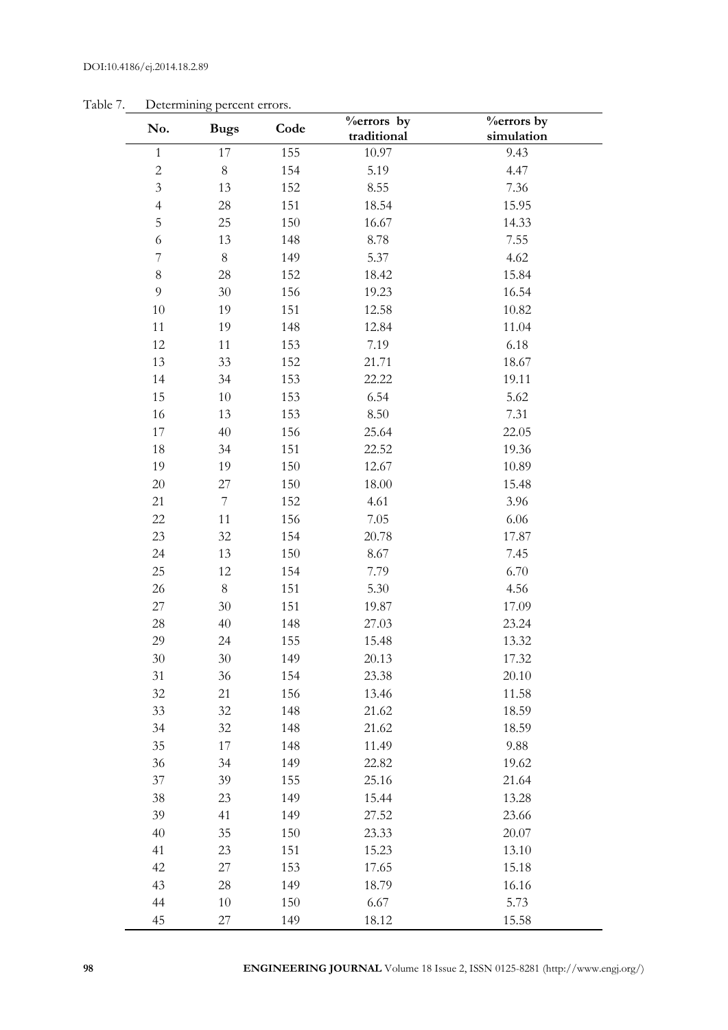Table 7. Determining percent errors.

| No. | Bugs | Code | %errors by traditional | %errors by simulation |
|---|---|---|---|---|
| 1 | 17 | 155 | 10.97 | 9.43 |
| 2 | 8 | 154 | 5.19 | 4.47 |
| 3 | 13 | 152 | 8.55 | 7.36 |
| 4 | 28 | 151 | 18.54 | 15.95 |
| 5 | 25 | 150 | 16.67 | 14.33 |
| 6 | 13 | 148 | 8.78 | 7.55 |
| 7 | 8 | 149 | 5.37 | 4.62 |
| 8 | 28 | 152 | 18.42 | 15.84 |
| 9 | 30 | 156 | 19.23 | 16.54 |
| 10 | 19 | 151 | 12.58 | 10.82 |
| 11 | 19 | 148 | 12.84 | 11.04 |
| 12 | 11 | 153 | 7.19 | 6.18 |
| 13 | 33 | 152 | 21.71 | 18.67 |
| 14 | 34 | 153 | 22.22 | 19.11 |
| 15 | 10 | 153 | 6.54 | 5.62 |
| 16 | 13 | 153 | 8.50 | 7.31 |
| 17 | 40 | 156 | 25.64 | 22.05 |
| 18 | 34 | 151 | 22.52 | 19.36 |
| 19 | 19 | 150 | 12.67 | 10.89 |
| 20 | 27 | 150 | 18.00 | 15.48 |
| 21 | 7 | 152 | 4.61 | 3.96 |
| 22 | 11 | 156 | 7.05 | 6.06 |
| 23 | 32 | 154 | 20.78 | 17.87 |
| 24 | 13 | 150 | 8.67 | 7.45 |
| 25 | 12 | 154 | 7.79 | 6.70 |
| 26 | 8 | 151 | 5.30 | 4.56 |
| 27 | 30 | 151 | 19.87 | 17.09 |
| 28 | 40 | 148 | 27.03 | 23.24 |
| 29 | 24 | 155 | 15.48 | 13.32 |
| 30 | 30 | 149 | 20.13 | 17.32 |
| 31 | 36 | 154 | 23.38 | 20.10 |
| 32 | 21 | 156 | 13.46 | 11.58 |
| 33 | 32 | 148 | 21.62 | 18.59 |
| 34 | 32 | 148 | 21.62 | 18.59 |
| 35 | 17 | 148 | 11.49 | 9.88 |
| 36 | 34 | 149 | 22.82 | 19.62 |
| 37 | 39 | 155 | 25.16 | 21.64 |
| 38 | 23 | 149 | 15.44 | 13.28 |
| 39 | 41 | 149 | 27.52 | 23.66 |
| 40 | 35 | 150 | 23.33 | 20.07 |
| 41 | 23 | 151 | 15.23 | 13.10 |
| 42 | 27 | 153 | 17.65 | 15.18 |
| 43 | 28 | 149 | 18.79 | 16.16 |
| 44 | 10 | 150 | 6.67 | 5.73 |
| 45 | 27 | 149 | 18.12 | 15.58 |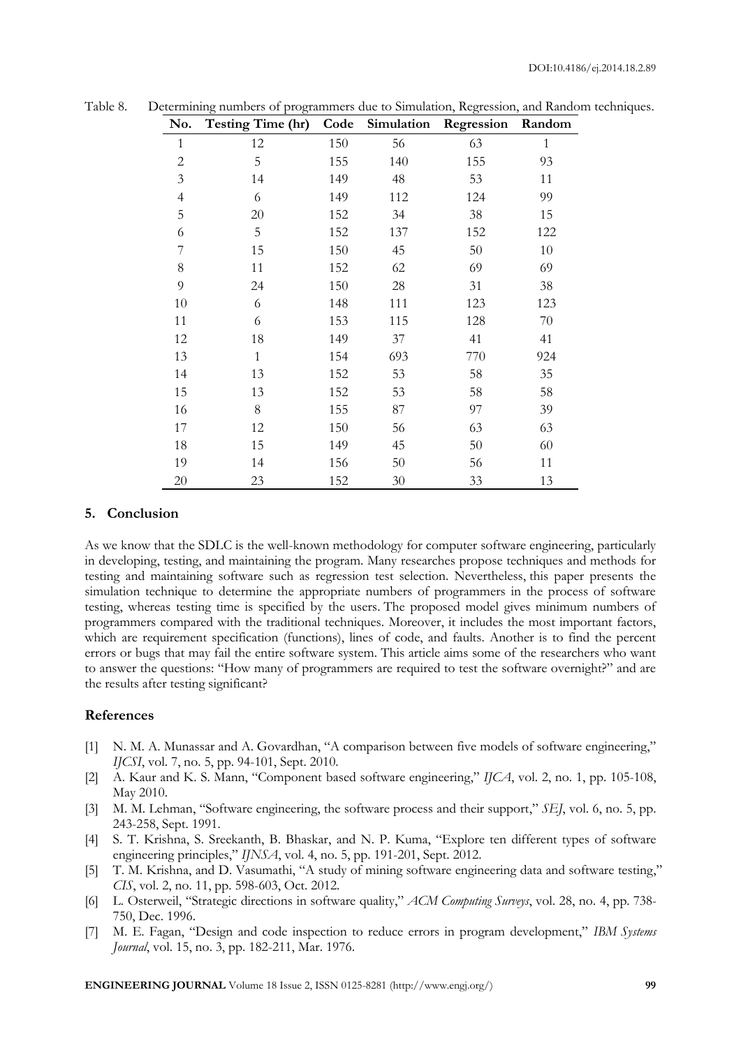Table 8. Determining numbers of programmers due to Simulation, Regression, and Random techniques.

| No. | Testing Time (hr) | Code | Simulation | Regression | Random |
|---|---|---|---|---|---|
| 1 | 12 | 150 | 56 | 63 | 1 |
| 2 | 5 | 155 | 140 | 155 | 93 |
| 3 | 14 | 149 | 48 | 53 | 11 |
| 4 | 6 | 149 | 112 | 124 | 99 |
| 5 | 20 | 152 | 34 | 38 | 15 |
| 6 | 5 | 152 | 137 | 152 | 122 |
| 7 | 15 | 150 | 45 | 50 | 10 |
| 8 | 11 | 152 | 62 | 69 | 69 |
| 9 | 24 | 150 | 28 | 31 | 38 |
| 10 | 6 | 148 | 111 | 123 | 123 |
| 11 | 6 | 153 | 115 | 128 | 70 |
| 12 | 18 | 149 | 37 | 41 | 41 |
| 13 | 1 | 154 | 693 | 770 | 924 |
| 14 | 13 | 152 | 53 | 58 | 35 |
| 15 | 13 | 152 | 53 | 58 | 58 |
| 16 | 8 | 155 | 87 | 97 | 39 |
| 17 | 12 | 150 | 56 | 63 | 63 |
| 18 | 15 | 149 | 45 | 50 | 60 |
| 19 | 14 | 156 | 50 | 56 | 11 |
| 20 | 23 | 152 | 30 | 33 | 13 |

## 5. Conclusion

As we know that the SDLC is the well-known methodology for computer software engineering, particularly in developing, testing, and maintaining the program. Many researches propose techniques and methods for testing and maintaining software such as regression test selection. Nevertheless, this paper presents the simulation technique to determine the appropriate numbers of programmers in the process of software testing, whereas testing time is specified by the users. The proposed model gives minimum numbers of programmers compared with the traditional techniques. Moreover, it includes the most important factors, which are requirement specification (functions), lines of code, and faults. Another is to find the percent errors or bugs that may fail the entire software system. This article aims some of the researchers who want to answer the questions: "How many of programmers are required to test the software overnight?" and are the results after testing significant?

## References

[1] N. M. A. Munassar and A. Govardhan, "A comparison between five models of software engineering," *IJCSI*, vol. 7, no. 5, pp. 94-101, Sept. 2010.

[2] A. Kaur and K. S. Mann, "Component based software engineering," *IJCA*, vol. 2, no. 1, pp. 105-108, May 2010.

[3] M. M. Lehman, "Software engineering, the software process and their support," *SEJ*, vol. 6, no. 5, pp. 243-258, Sept. 1991.

[4] S. T. Krishna, S. Sreekanth, B. Bhaskar, and N. P. Kuma, "Explore ten different types of software engineering principles," *IJNSA*, vol. 4, no. 5, pp. 191-201, Sept. 2012.

[5] T. M. Krishna, and D. Vasumathi, "A study of mining software engineering data and software testing," *CIS*, vol. 2, no. 11, pp. 598-603, Oct. 2012.

[6] L. Osterweil, "Strategic directions in software quality," *ACM Computing Surveys*, vol. 28, no. 4, pp. 738-750, Dec. 1996.

[7] M. E. Fagan, "Design and code inspection to reduce errors in program development," *IBM Systems Journal*, vol. 15, no. 3, pp. 182-211, Mar. 1976.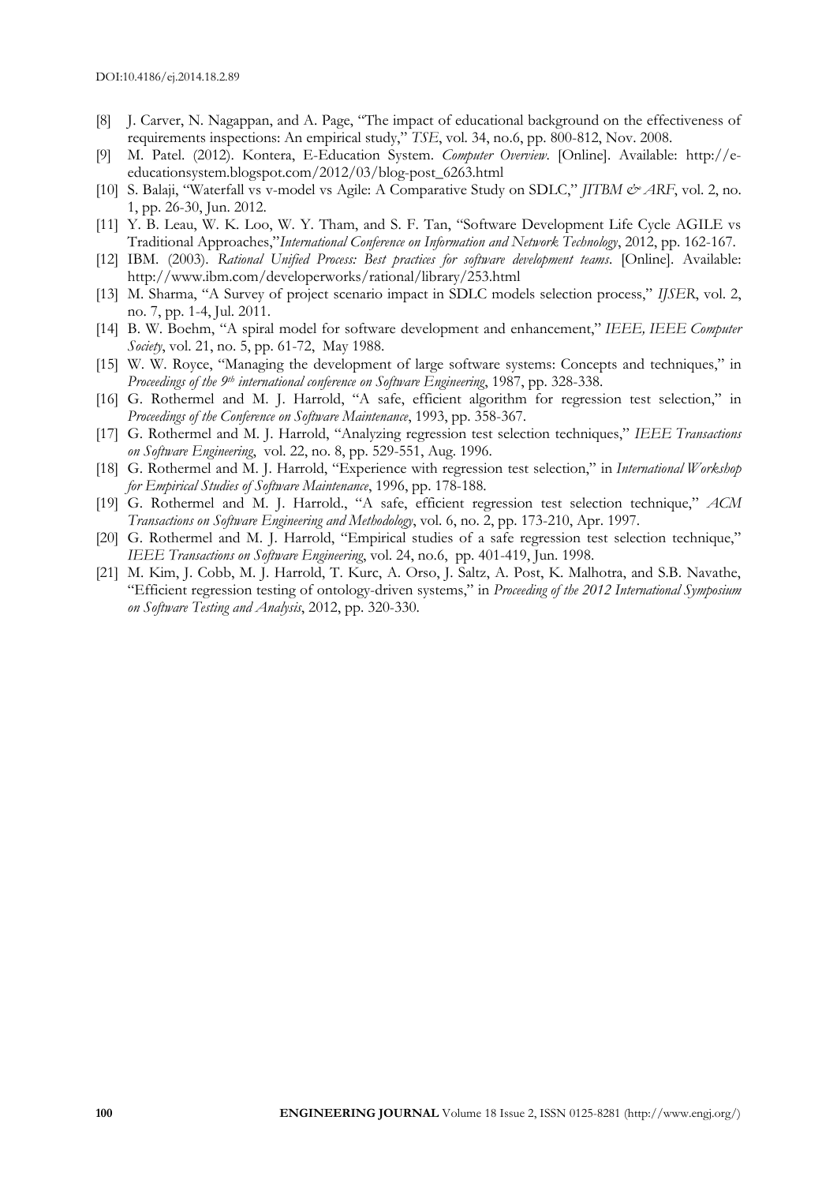[8] J. Carver, N. Nagappan, and A. Page, "The impact of educational background on the effectiveness of requirements inspections: An empirical study," *TSE*, vol. 34, no.6, pp. 800-812, Nov. 2008.

[9] M. Patel. (2012). Kontera, E-Education System. *Computer Overview*. [Online]. Available: http://e-educationsystem.blogspot.com/2012/03/blog-post_6263.html

[10] S. Balaji, "Waterfall vs v-model vs Agile: A Comparative Study on SDLC," *JITBM & ARF*, vol. 2, no. 1, pp. 26-30, Jun. 2012.

[11] Y. B. Leau, W. K. Loo, W. Y. Tham, and S. F. Tan, "Software Development Life Cycle AGILE vs Traditional Approaches,"*International Conference on Information and Network Technology*, 2012, pp. 162-167.

[12] IBM. (2003). *Rational Unified Process: Best practices for software development teams*. [Online]. Available: http://www.ibm.com/developerworks/rational/library/253.html

[13] M. Sharma, "A Survey of project scenario impact in SDLC models selection process," *IJSER*, vol. 2, no. 7, pp. 1-4, Jul. 2011.

[14] B. W. Boehm, "A spiral model for software development and enhancement," *IEEE, IEEE Computer Society*, vol. 21, no. 5, pp. 61-72, May 1988.

[15] W. W. Royce, "Managing the development of large software systems: Concepts and techniques," in *Proceedings of the 9th international conference on Software Engineering*, 1987, pp. 328-338.

[16] G. Rothermel and M. J. Harrold, "A safe, efficient algorithm for regression test selection," in *Proceedings of the Conference on Software Maintenance*, 1993, pp. 358-367.

[17] G. Rothermel and M. J. Harrold, "Analyzing regression test selection techniques," *IEEE Transactions on Software Engineering*, vol. 22, no. 8, pp. 529-551, Aug. 1996.

[18] G. Rothermel and M. J. Harrold, "Experience with regression test selection," in *International Workshop for Empirical Studies of Software Maintenance*, 1996, pp. 178-188.

[19] G. Rothermel and M. J. Harrold., "A safe, efficient regression test selection technique," *ACM Transactions on Software Engineering and Methodology*, vol. 6, no. 2, pp. 173-210, Apr. 1997.

[20] G. Rothermel and M. J. Harrold, "Empirical studies of a safe regression test selection technique," *IEEE Transactions on Software Engineering*, vol. 24, no.6, pp. 401-419, Jun. 1998.

[21] M. Kim, J. Cobb, M. J. Harrold, T. Kurc, A. Orso, J. Saltz, A. Post, K. Malhotra, and S.B. Navathe, "Efficient regression testing of ontology-driven systems," in *Proceeding of the 2012 International Symposium on Software Testing and Analysis*, 2012, pp. 320-330.